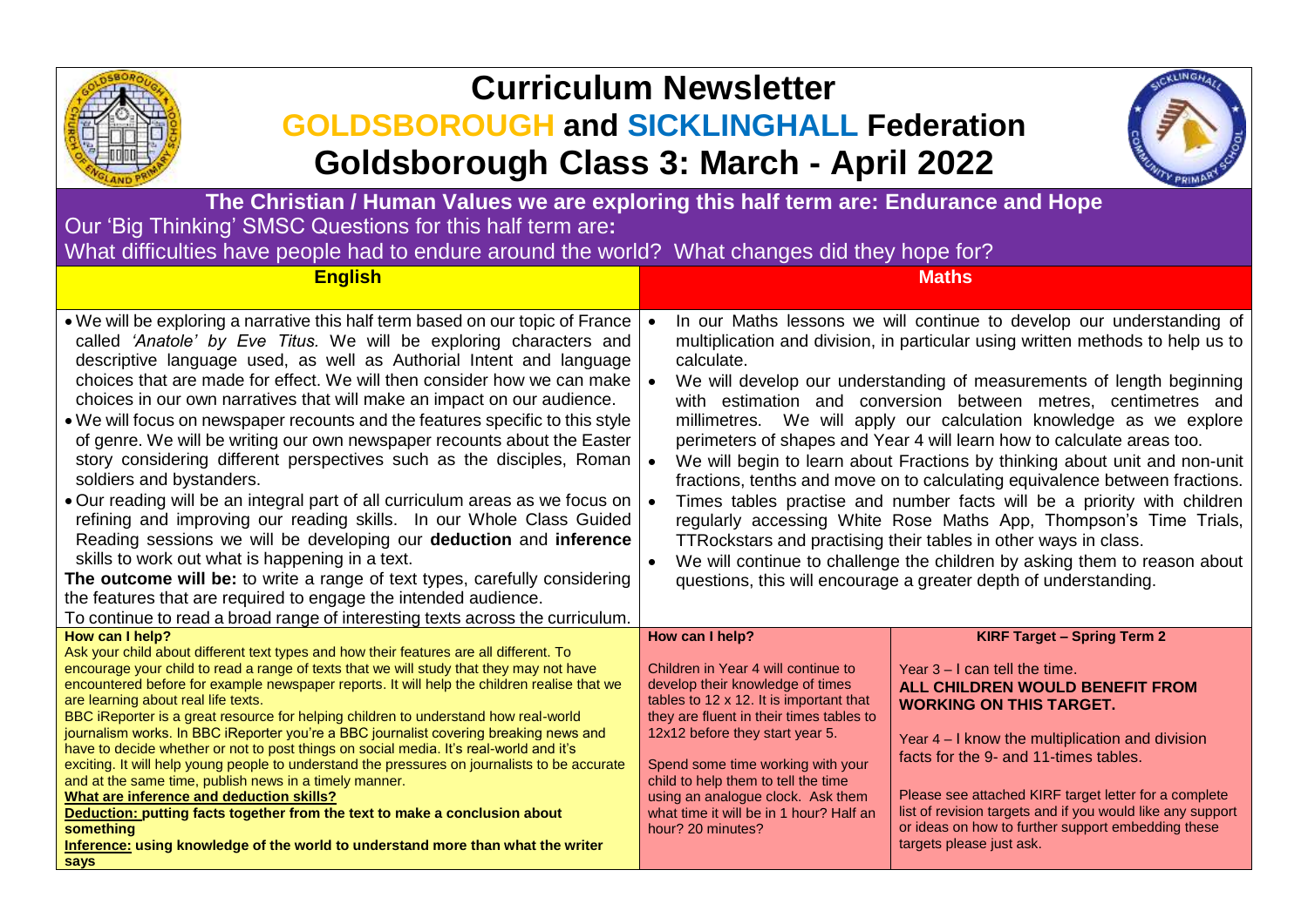# Curriculum Newsletter

## GOLDSBOROUGH and SICKLINGHALL Federation

## Goldsborough Class 3: March - April 2022

**The Christian / Human Values we are exploring this half term are: Endurance and Hope**

Our 'Big Thinking' SMSC Questions for this half term are**:**

What difficulties have people had to endure around the world? What changes did they hope for?

## English

- We will be exploring a narrative this half term based on our topic of France called *'Anatole' by Eve Titus.* We will be exploring characters and descriptive language used, as well as Authorial Intent and language choices that are made for effect. We will then consider how we can make choices in our own narratives that will make an impact on our audience.
- We will focus on newspaper recounts and the features specific to this style of genre. We will be writing our own newspaper recounts about the Easter story considering different perspectives such as the disciples, Roman soldiers and bystanders.
- Our reading will be an integral part of all curriculum areas as we focus on refining and improving our reading skills. In our Whole Class Guided Reading sessions we will be developing our **deduction** and **inference** skills to work out what is happening in a text.

**The outcome will be:** to write a range of text types, carefully considering the features that are required to engage the intended audience.

To continue to read a broad range of interesting texts across the curriculum.

**How can I help?**

Ask your child about different text types and how their features are all different. To encourage your child to read a range of texts that we will study that they may not have encountered before for example newspaper reports. It will help the children realise that we are learning about real life texts.

BBC iReporter is a great resource for helping children to understand how real-world journalism works. In BBC iReporter you're a BBC journalist covering breaking news and have to decide whether or not to post things on social media. It's real-world and it's exciting. It will help young people to understand the pressures on journalists to be accurate and at the same time, publish news in a timely manner.

**What are inference and deduction skills?**

**Deduction: putting facts together from the text to make a conclusion about something**

**Inference: using knowledge of the world to understand more than what the writer says**

## Maths

- In our Maths lessons we will continue to develop our understanding of multiplication and division, in particular using written methods to help us to calculate.
- We will develop our understanding of measurements of length beginning with estimation and conversion between metres, centimetres and millimetres. We will apply our calculation knowledge as we explore perimeters of shapes and Year 4 will learn how to calculate areas too.
- We will begin to learn about Fractions by thinking about unit and non-unit fractions, tenths and move on to calculating equivalence between fractions.
- Times tables practise and number facts will be a priority with children regularly accessing White Rose Maths App, Thompson's Time Trials, TTRockstars and practising their tables in other ways in class.
- We will continue to challenge the children by asking them to reason about questions, this will encourage a greater depth of understanding.

**How can I help?**

Children in Year 4 will continue to develop their knowledge of times tables to 12 x 12. It is important that they are fluent in their times tables to 12x12 before they start year 5.

Spend some time working with your child to help them to tell the time using an analogue clock. Ask them what time it will be in 1 hour? Half an hour? 20 minutes?

**KIRF Target – Spring Term 2**

Year 3 – I can tell the time.

**ALL CHILDREN WOULD BENEFIT FROM WORKING ON THIS TARGET.**

Year 4 – I know the multiplication and division facts for the 9- and 11-times tables.

Please see attached KIRF target letter for a complete list of revision targets and if you would like any support or ideas on how to further support embedding these targets please just ask.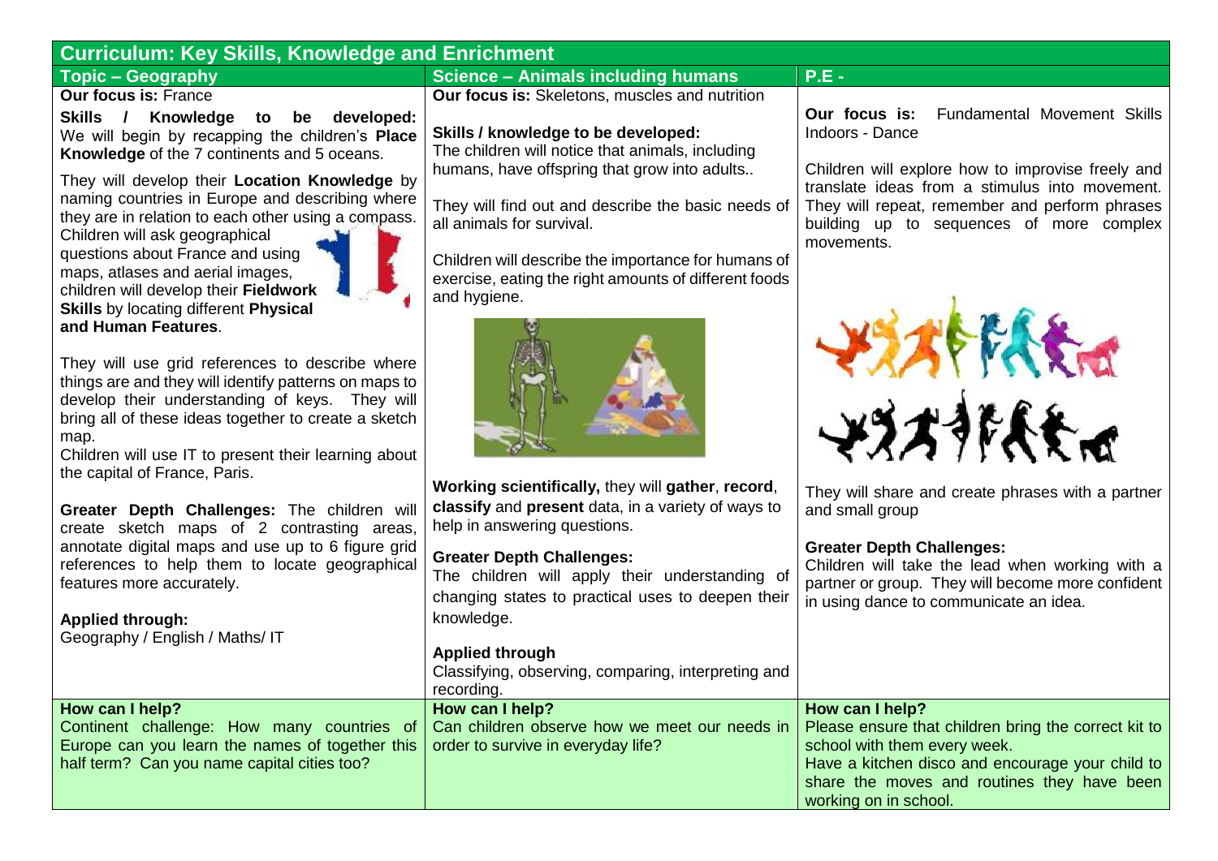## Curriculum: Key Skills, Knowledge and Enrichment

| Topic – Geography | Science – Animals including humans | P.E - |
| --- | --- | --- |
| **Our focus is:** France<br><br>**Skills / Knowledge to be developed:** We will begin by recapping the children's **Place Knowledge** of the 7 continents and 5 oceans.<br><br>They will develop their **Location Knowledge** by naming countries in Europe and describing where they are in relation to each other using a compass. Children will ask geographical questions about France and using maps, atlases and aerial images, children will develop their **Fieldwork Skills** by locating different **Physical and Human Features**.<br><br>They will use grid references to describe where things are and they will identify patterns on maps to develop their understanding of keys. They will bring all of these ideas together to create a sketch map.<br>Children will use IT to present their learning about the capital of France, Paris.<br><br>**Greater Depth Challenges:** The children will create sketch maps of 2 contrasting areas, annotate digital maps and use up to 6 figure grid references to help them to locate geographical features more accurately.<br><br>**Applied through:**<br>Geography / English / Maths/ IT | **Our focus is:** Skeletons, muscles and nutrition<br><br>**Skills / knowledge to be developed:**<br>The children will notice that animals, including humans, have offspring that grow into adults..<br><br>They will find out and describe the basic needs of all animals for survival.<br><br>Children will describe the importance for humans of exercise, eating the right amounts of different foods and hygiene.<br><br>**Working scientifically,** they will **gather**, **record**, **classify** and **present** data, in a variety of ways to help in answering questions.<br><br>**Greater Depth Challenges:**<br>The children will apply their understanding of changing states to practical uses to deepen their knowledge.<br><br>**Applied through**<br>Classifying, observing, comparing, interpreting and recording. | **Our focus is:** Fundamental Movement Skills Indoors - Dance<br><br>Children will explore how to improvise freely and translate ideas from a stimulus into movement. They will repeat, remember and perform phrases building up to sequences of more complex movements.<br><br>They will share and create phrases with a partner and small group<br><br>**Greater Depth Challenges:**<br>Children will take the lead when working with a partner or group. They will become more confident in using dance to communicate an idea. |
| **How can I help?**<br>Continent challenge: How many countries of Europe can you learn the names of together this half term? Can you name capital cities too? | **How can I help?**<br>Can children observe how we meet our needs in order to survive in everyday life? | **How can I help?**<br>Please ensure that children bring the correct kit to school with them every week.<br>Have a kitchen disco and encourage your child to share the moves and routines they have been working on in school. |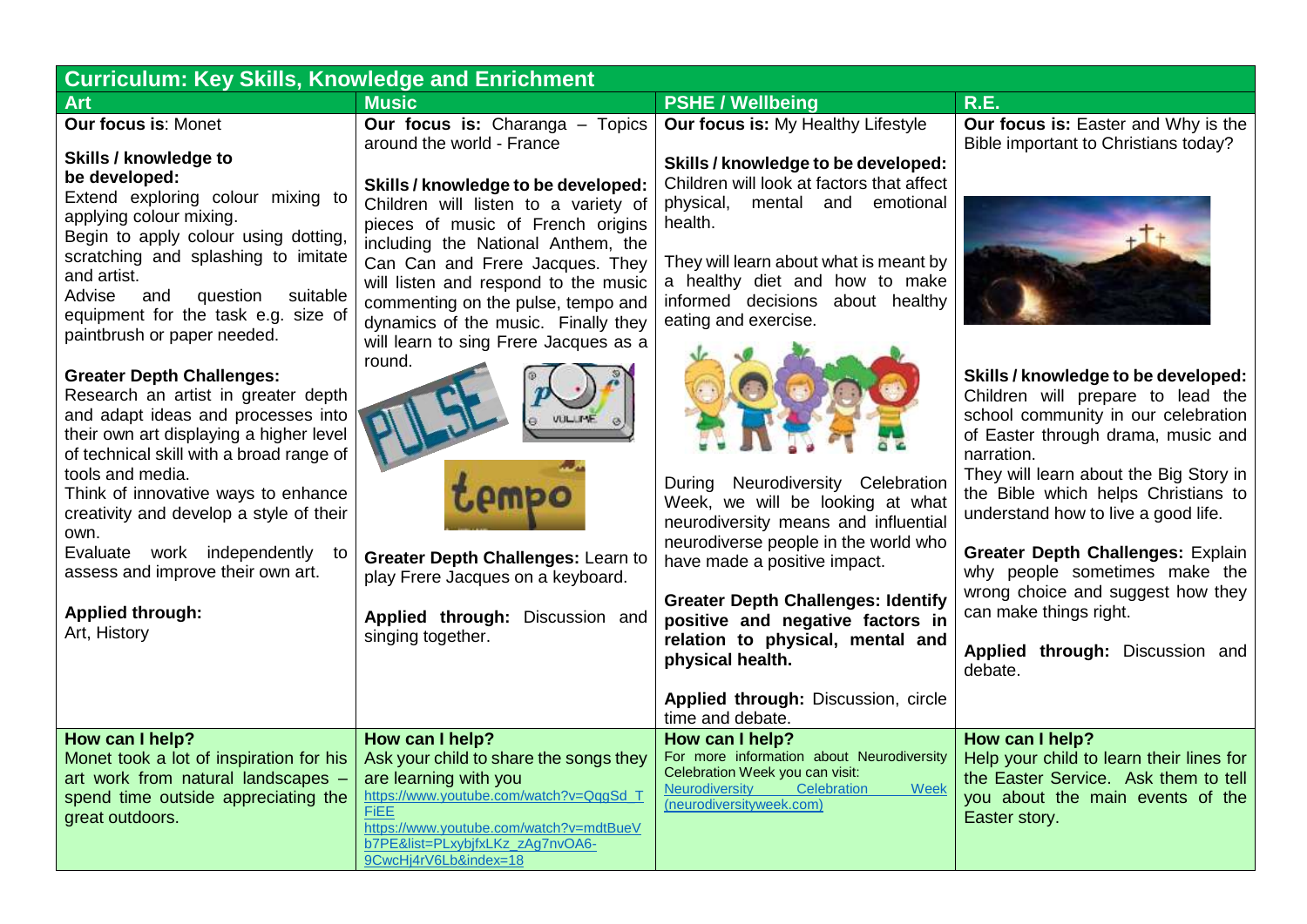## Curriculum: Key Skills, Knowledge and Enrichment

| Art | Music | PSHE / Wellbeing | R.E. |
|---|---|---|---|
| **Our focus is**: Monet<br><br>**Skills / knowledge to be developed:**<br>Extend exploring colour mixing to applying colour mixing.<br>Begin to apply colour using dotting, scratching and splashing to imitate and artist.<br>Advise and question suitable equipment for the task e.g. size of paintbrush or paper needed.<br><br>**Greater Depth Challenges:**<br>Research an artist in greater depth and adapt ideas and processes into their own art displaying a higher level of technical skill with a broad range of tools and media.<br>Think of innovative ways to enhance creativity and develop a style of their own.<br>Evaluate work independently to assess and improve their own art.<br><br>**Applied through:**<br>Art, History | **Our focus is:** Charanga – Topics around the world - France<br><br>**Skills / knowledge to be developed:** Children will listen to a variety of pieces of music of French origins including the National Anthem, the Can Can and Frere Jacques. They will listen and respond to the music commenting on the pulse, tempo and dynamics of the music. Finally they will learn to sing Frere Jacques as a round.<br><br>**Greater Depth Challenges:** Learn to play Frere Jacques on a keyboard.<br><br>**Applied through:** Discussion and singing together. | **Our focus is:** My Healthy Lifestyle<br><br>**Skills / knowledge to be developed:** Children will look at factors that affect physical, mental and emotional health.<br><br>They will learn about what is meant by a healthy diet and how to make informed decisions about healthy eating and exercise.<br><br>During Neurodiversity Celebration Week, we will be looking at what neurodiversity means and influential neurodiverse people in the world who have made a positive impact.<br><br>**Greater Depth Challenges: Identify positive and negative factors in relation to physical, mental and physical health.**<br><br>**Applied through:** Discussion, circle time and debate. | **Our focus is:** Easter and Why is the Bible important to Christians today?<br><br>**Skills / knowledge to be developed:** Children will prepare to lead the school community in our celebration of Easter through drama, music and narration.<br>They will learn about the Big Story in the Bible which helps Christians to understand how to live a good life.<br><br>**Greater Depth Challenges:** Explain why people sometimes make the wrong choice and suggest how they can make things right.<br><br>**Applied through:** Discussion and debate. |
| **How can I help?**<br>Monet took a lot of inspiration for his art work from natural landscapes – spend time outside appreciating the great outdoors. | **How can I help?**<br>Ask your child to share the songs they are learning with you<br>https://www.youtube.com/watch?v=QqgSd_TFiEE<br>https://www.youtube.com/watch?v=mdtBueVb7PE&list=PLxybjfxLKz_zAg7nvOA6-9CwcHj4rV6Lb&index=18 | **How can I help?**<br>For more information about Neurodiversity Celebration Week you can visit:<br>Neurodiversity Celebration Week (neurodiversityweek.com) | **How can I help?**<br>Help your child to learn their lines for the Easter Service. Ask them to tell you about the main events of the Easter story. |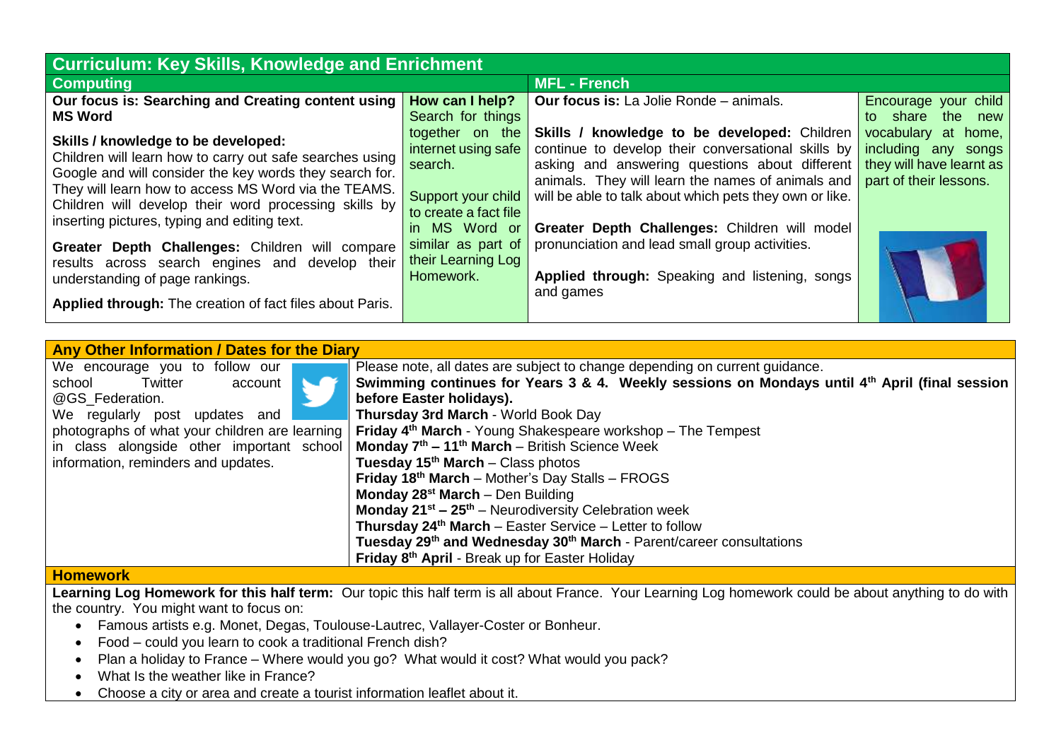# Curriculum: Key Skills, Knowledge and Enrichment

## Computing

**Our focus is: Searching and Creating content using MS Word**

**Skills / knowledge to be developed:**
Children will learn how to carry out safe searches using Google and will consider the key words they search for. They will learn how to access MS Word via the TEAMS. Children will develop their word processing skills by inserting pictures, typing and editing text.

**Greater Depth Challenges:** Children will compare results across search engines and develop their understanding of page rankings.

**Applied through:** The creation of fact files about Paris.

**How can I help?**
Search for things together on the internet using safe search.

Support your child to create a fact file in MS Word or similar as part of their Learning Log Homework.

## MFL - French

**Our focus is:** La Jolie Ronde – animals.

**Skills / knowledge to be developed:** Children continue to develop their conversational skills by asking and answering questions about different animals. They will learn the names of animals and will be able to talk about which pets they own or like.

**Greater Depth Challenges:** Children will model pronunciation and lead small group activities.

**Applied through:** Speaking and listening, songs and games

Encourage your child to share the new vocabulary at home, including any songs they will have learnt as part of their lessons.

## Any Other Information / Dates for the Diary

We encourage you to follow our school Twitter account @GS_Federation.
We regularly post updates and photographs of what your children are learning in class alongside other important school information, reminders and updates.

Please note, all dates are subject to change depending on current guidance.

**Swimming continues for Years 3 & 4. Weekly sessions on Mondays until 4th April (final session before Easter holidays).**

**Thursday 3rd March** - World Book Day
**Friday 4th March** - Young Shakespeare workshop – The Tempest
**Monday 7th – 11th March** – British Science Week
**Tuesday 15th March** – Class photos
**Friday 18th March** – Mother's Day Stalls – FROGS
**Monday 28st March** – Den Building
**Monday 21st – 25th** – Neurodiversity Celebration week
**Thursday 24th March** – Easter Service – Letter to follow
**Tuesday 29th and Wednesday 30th March** - Parent/career consultations
**Friday 8th April** - Break up for Easter Holiday

## Homework

**Learning Log Homework for this half term:** Our topic this half term is all about France. Your Learning Log homework could be about anything to do with the country. You might want to focus on:

- Famous artists e.g. Monet, Degas, Toulouse-Lautrec, Vallayer-Coster or Bonheur.
- Food – could you learn to cook a traditional French dish?
- Plan a holiday to France – Where would you go? What would it cost? What would you pack?
- What Is the weather like in France?
- Choose a city or area and create a tourist information leaflet about it.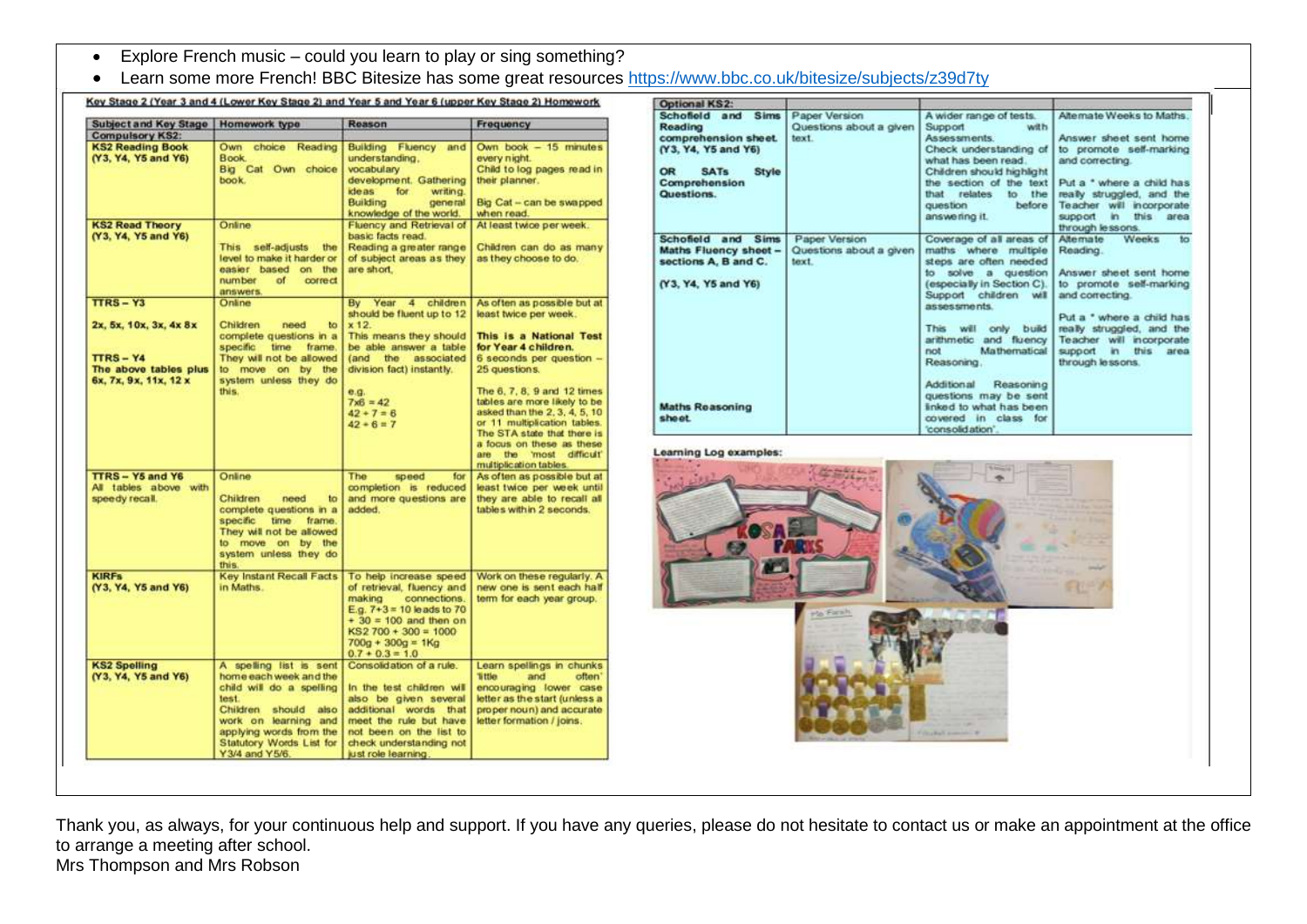- Explore French music – could you learn to play or sing something?
- Learn some more French! BBC Bitesize has some great resources https://www.bbc.co.uk/bitesize/subjects/z39d7ty

**Key Stage 2 (Year 3 and 4 (Lower Key Stage 2) and Year 5 and Year 6 (upper Key Stage 2) Homework**

| Subject and Key Stage | Homework type | Reason | Frequency |
|---|---|---|---|
| **Compulsory KS2:** | | | |
| **KS2 Reading Book (Y3, Y4, Y5 and Y6)** | Own choice Reading Book. Big Cat Own choice book. | Building Fluency and understanding, vocabulary development. Gathering ideas for writing. Building general knowledge of the world. | Own book – 15 minutes every night. Child to log pages read in their planner. Big Cat – can be swapped when read. |
| **KS2 Read Theory (Y3, Y4, Y5 and Y6)** | Online. This self-adjusts the level to make it harder or easier based on the number of correct answers. | Fluency and Retrieval of basic facts read. Reading a greater range of subject areas as they are short. | At least twice per week. Children can do as many as they choose to do. |
| **TTRS – Y3** 2x, 5x, 10x, 3x, 4x 8x **TTRS – Y4** The above tables plus 6x, 7x, 9x, 11x, 12 x | Online. Children need to complete questions in a specific time frame. They will not be allowed to move on by the system unless they do this. | By Year 4 children should be fluent up to 12 x 12. This means they should be able answer a table (and the associated division fact) instantly. e.g. 7x6 = 42, 42 ÷ 7 = 6, 42 ÷ 6 = 7 | As often as possible but at least twice per week. **This is a National Test for Year 4 children.** 6 seconds per question – 25 questions. The 6, 7, 8, 9 and 12 times tables are more likely to be asked than the 2, 3, 4, 5, 10 or 11 multiplication tables. The STA state that there is a focus on these as these are the 'most difficult' multiplication tables. |
| **TTRS – Y5 and Y6** All tables above with speedy recall. | Online. Children need to complete questions in a specific time frame. They will not be allowed to move on by the system unless they do this. | The speed for completion is reduced and more questions are added. | As often as possible but at least twice per week until they are able to recall all tables within 2 seconds. |
| **KIRFs (Y3, Y4, Y5 and Y6)** | Key Instant Recall Facts in Maths. | To help increase speed of retrieval, fluency and making connections. E.g. 7+3 = 10 leads to 70 + 30 = 100 and then on KS2 700 + 300 = 1000, 700g + 300g = 1Kg, 0.7 + 0.3 = 1.0 | Work on these regularly. A new one is sent each half term for each year group. |
| **KS2 Spelling (Y3, Y4, Y5 and Y6)** | A spelling list is sent home each week and the child will do a spelling test. Children should also work on learning and applying words from the Statutory Words List for Y3/4 and Y5/6. | Consolidation of a rule. In the test children will also be given several additional words that meet the rule but have not been on the list to check understanding not just role learning. | Learn spellings in chunks 'little and often' encouraging lower case letter as the start (unless a proper noun) and accurate letter formation / joins. |

| Optional KS2: | | | |
|---|---|---|---|
| **Schofield and Sims Reading comprehension sheet. (Y3, Y4, Y5 and Y6) OR SATs Style Comprehension Questions.** | Paper Version. Questions about a given text. | A wider range of tests. Support with Assessments. Check understanding of what has been read. Children should highlight the section of the text that relates to the question before answering it. | Alternate Weeks to Maths. Answer sheet sent home to promote self-marking and correcting. Put a * where a child has really struggled, and the Teacher will incorporate support in this area through lessons. |
| **Schofield and Sims Maths Fluency sheet – sections A, B and C. (Y3, Y4, Y5 and Y6)** **Maths Reasoning sheet.** | Paper Version. Questions about a given text. | Coverage of all areas of maths where multiple steps are often needed to solve a question (especially in Section C). Support children will assessments. This will only build arithmetic and fluency not Mathematical Reasoning. Additional Reasoning questions may be sent linked to what has been covered in class for 'consolidation'. | Alternate Weeks to Reading. Answer sheet sent home to promote self-marking and correcting. Put a * where a child has really struggled, and the Teacher will incorporate support in this area through lessons. |

**Learning Log examples:**

Thank you, as always, for your continuous help and support. If you have any queries, please do not hesitate to contact us or make an appointment at the office to arrange a meeting after school.
Mrs Thompson and Mrs Robson